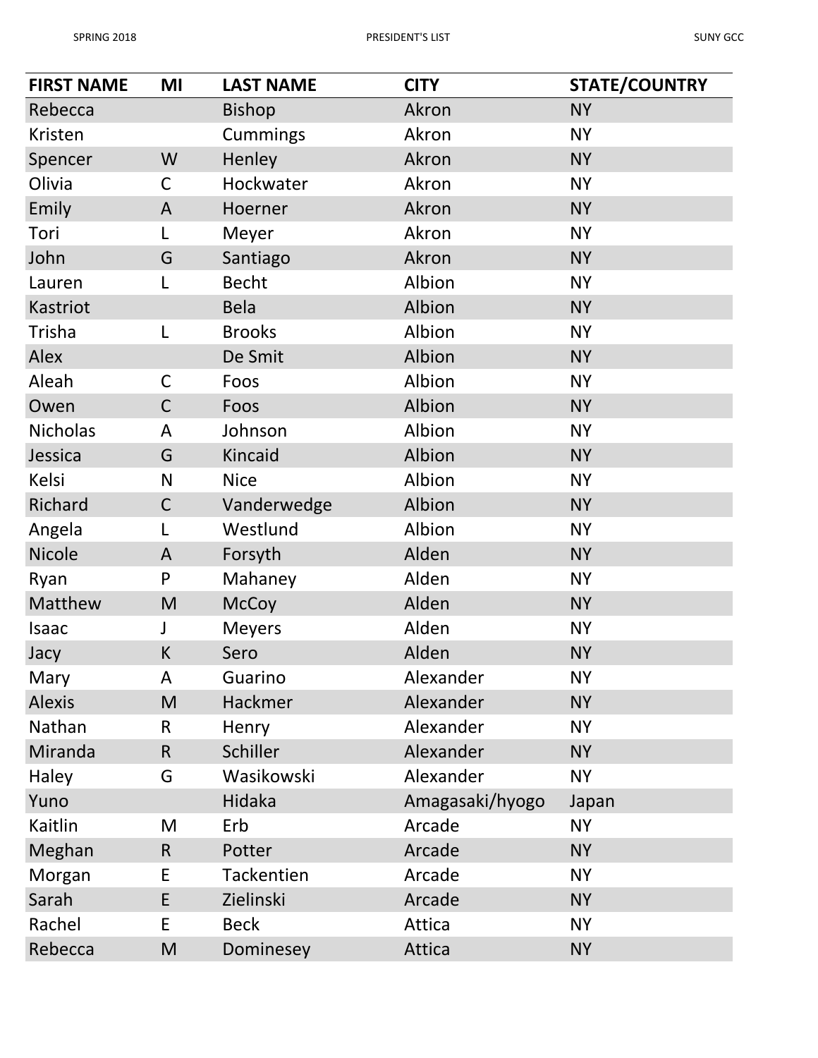| FIRST NAME | MI | LAST NAME | CITY | STATE/COUNTRY |
|---|---|---|---|---|
| Rebecca | | Bishop | Akron | NY |
| Kristen | | Cummings | Akron | NY |
| Spencer | W | Henley | Akron | NY |
| Olivia | C | Hockwater | Akron | NY |
| Emily | A | Hoerner | Akron | NY |
| Tori | L | Meyer | Akron | NY |
| John | G | Santiago | Akron | NY |
| Lauren | L | Becht | Albion | NY |
| Kastriot | | Bela | Albion | NY |
| Trisha | L | Brooks | Albion | NY |
| Alex | | De Smit | Albion | NY |
| Aleah | C | Foos | Albion | NY |
| Owen | C | Foos | Albion | NY |
| Nicholas | A | Johnson | Albion | NY |
| Jessica | G | Kincaid | Albion | NY |
| Kelsi | N | Nice | Albion | NY |
| Richard | C | Vanderwedge | Albion | NY |
| Angela | L | Westlund | Albion | NY |
| Nicole | A | Forsyth | Alden | NY |
| Ryan | P | Mahaney | Alden | NY |
| Matthew | M | McCoy | Alden | NY |
| Isaac | J | Meyers | Alden | NY |
| Jacy | K | Sero | Alden | NY |
| Mary | A | Guarino | Alexander | NY |
| Alexis | M | Hackmer | Alexander | NY |
| Nathan | R | Henry | Alexander | NY |
| Miranda | R | Schiller | Alexander | NY |
| Haley | G | Wasikowski | Alexander | NY |
| Yuno | | Hidaka | Amagasaki/hyogo | Japan |
| Kaitlin | M | Erb | Arcade | NY |
| Meghan | R | Potter | Arcade | NY |
| Morgan | E | Tackentien | Arcade | NY |
| Sarah | E | Zielinski | Arcade | NY |
| Rachel | E | Beck | Attica | NY |
| Rebecca | M | Dominesey | Attica | NY |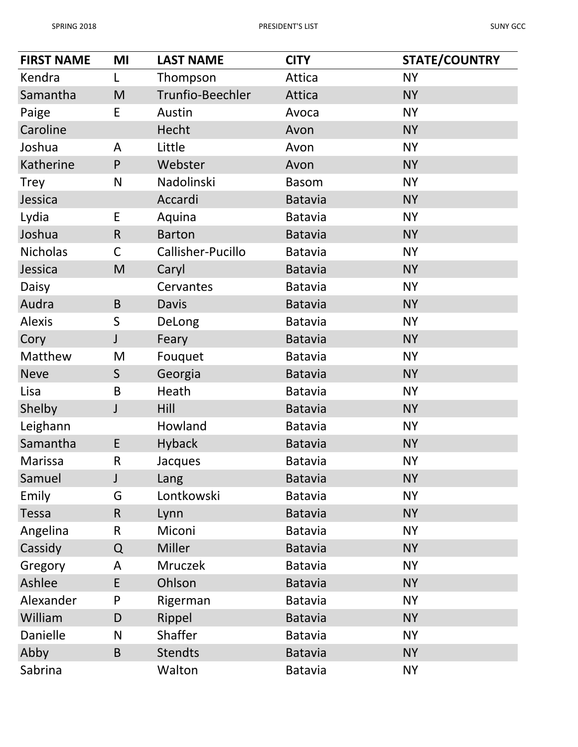| FIRST NAME | MI | LAST NAME | CITY | STATE/COUNTRY |
|---|---|---|---|---|
| Kendra | L | Thompson | Attica | NY |
| Samantha | M | Trunfio-Beechler | Attica | NY |
| Paige | E | Austin | Avoca | NY |
| Caroline | | Hecht | Avon | NY |
| Joshua | A | Little | Avon | NY |
| Katherine | P | Webster | Avon | NY |
| Trey | N | Nadolinski | Basom | NY |
| Jessica | | Accardi | Batavia | NY |
| Lydia | E | Aquina | Batavia | NY |
| Joshua | R | Barton | Batavia | NY |
| Nicholas | C | Callisher-Pucillo | Batavia | NY |
| Jessica | M | Caryl | Batavia | NY |
| Daisy | | Cervantes | Batavia | NY |
| Audra | B | Davis | Batavia | NY |
| Alexis | S | DeLong | Batavia | NY |
| Cory | J | Feary | Batavia | NY |
| Matthew | M | Fouquet | Batavia | NY |
| Neve | S | Georgia | Batavia | NY |
| Lisa | B | Heath | Batavia | NY |
| Shelby | J | Hill | Batavia | NY |
| Leighann | | Howland | Batavia | NY |
| Samantha | E | Hyback | Batavia | NY |
| Marissa | R | Jacques | Batavia | NY |
| Samuel | J | Lang | Batavia | NY |
| Emily | G | Lontkowski | Batavia | NY |
| Tessa | R | Lynn | Batavia | NY |
| Angelina | R | Miconi | Batavia | NY |
| Cassidy | Q | Miller | Batavia | NY |
| Gregory | A | Mruczek | Batavia | NY |
| Ashlee | E | Ohlson | Batavia | NY |
| Alexander | P | Rigerman | Batavia | NY |
| William | D | Rippel | Batavia | NY |
| Danielle | N | Shaffer | Batavia | NY |
| Abby | B | Stendts | Batavia | NY |
| Sabrina | | Walton | Batavia | NY |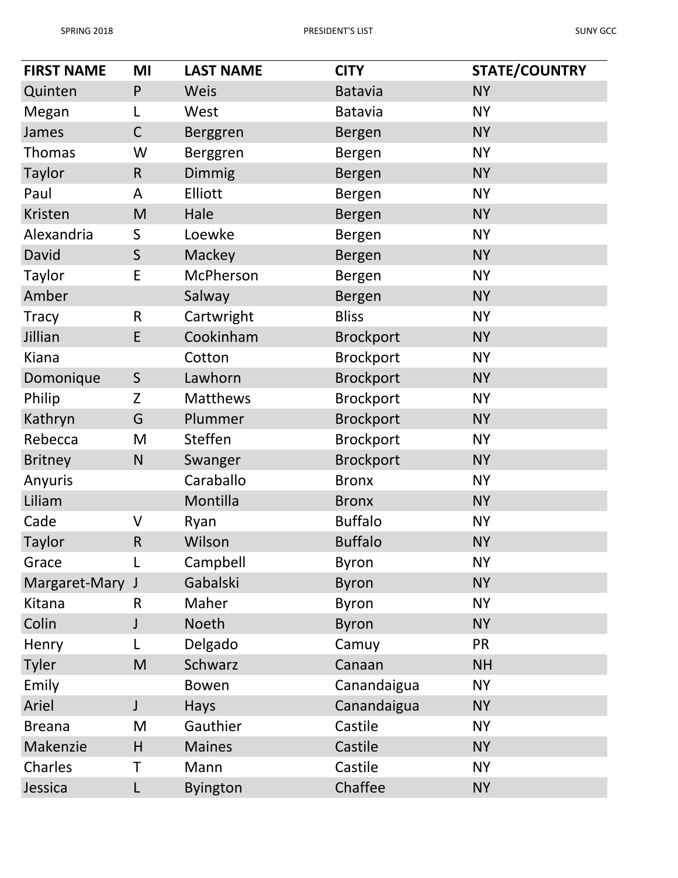| FIRST NAME | MI | LAST NAME | CITY | STATE/COUNTRY |
|---|---|---|---|---|
| Quinten | P | Weis | Batavia | NY |
| Megan | L | West | Batavia | NY |
| James | C | Berggren | Bergen | NY |
| Thomas | W | Berggren | Bergen | NY |
| Taylor | R | Dimmig | Bergen | NY |
| Paul | A | Elliott | Bergen | NY |
| Kristen | M | Hale | Bergen | NY |
| Alexandria | S | Loewke | Bergen | NY |
| David | S | Mackey | Bergen | NY |
| Taylor | E | McPherson | Bergen | NY |
| Amber | | Salway | Bergen | NY |
| Tracy | R | Cartwright | Bliss | NY |
| Jillian | E | Cookinham | Brockport | NY |
| Kiana | | Cotton | Brockport | NY |
| Domonique | S | Lawhorn | Brockport | NY |
| Philip | Z | Matthews | Brockport | NY |
| Kathryn | G | Plummer | Brockport | NY |
| Rebecca | M | Steffen | Brockport | NY |
| Britney | N | Swanger | Brockport | NY |
| Anyuris | | Caraballo | Bronx | NY |
| Liliam | | Montilla | Bronx | NY |
| Cade | V | Ryan | Buffalo | NY |
| Taylor | R | Wilson | Buffalo | NY |
| Grace | L | Campbell | Byron | NY |
| Margaret-Mary | J | Gabalski | Byron | NY |
| Kitana | R | Maher | Byron | NY |
| Colin | J | Noeth | Byron | NY |
| Henry | L | Delgado | Camuy | PR |
| Tyler | M | Schwarz | Canaan | NH |
| Emily | | Bowen | Canandaigua | NY |
| Ariel | J | Hays | Canandaigua | NY |
| Breana | M | Gauthier | Castile | NY |
| Makenzie | H | Maines | Castile | NY |
| Charles | T | Mann | Castile | NY |
| Jessica | L | Byington | Chaffee | NY |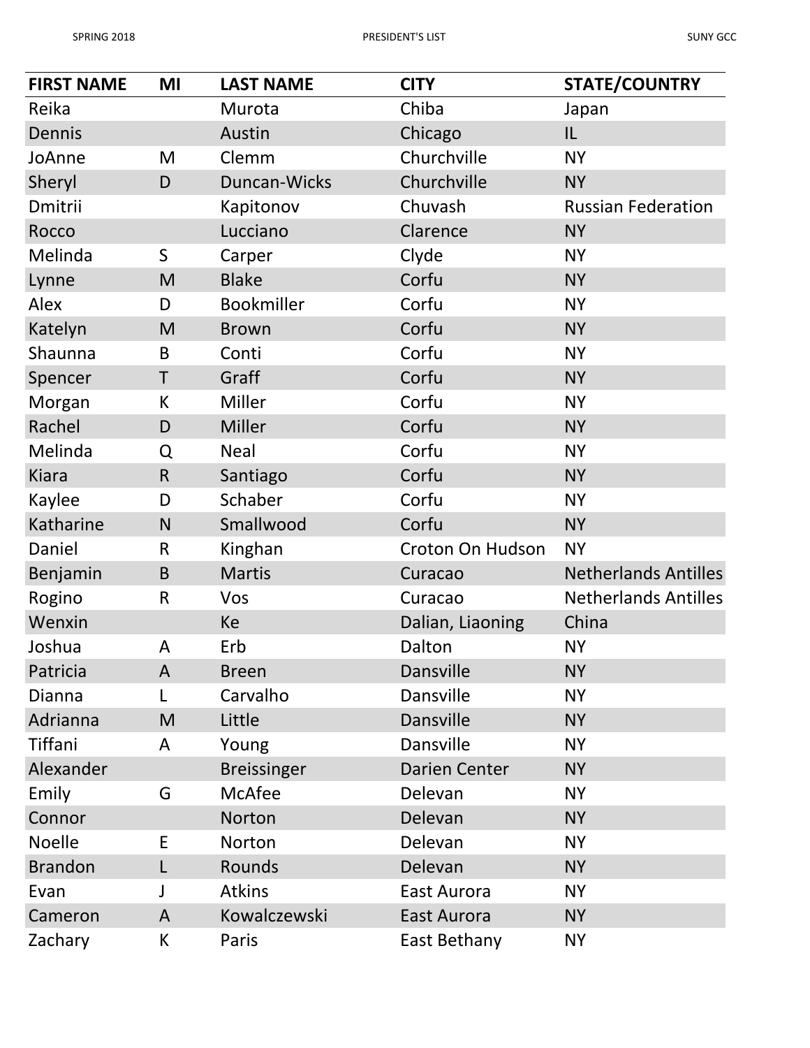| FIRST NAME | MI | LAST NAME | CITY | STATE/COUNTRY |
|---|---|---|---|---|
| Reika | | Murota | Chiba | Japan |
| Dennis | | Austin | Chicago | IL |
| JoAnne | M | Clemm | Churchville | NY |
| Sheryl | D | Duncan-Wicks | Churchville | NY |
| Dmitrii | | Kapitonov | Chuvash | Russian Federation |
| Rocco | | Lucciano | Clarence | NY |
| Melinda | S | Carper | Clyde | NY |
| Lynne | M | Blake | Corfu | NY |
| Alex | D | Bookmiller | Corfu | NY |
| Katelyn | M | Brown | Corfu | NY |
| Shaunna | B | Conti | Corfu | NY |
| Spencer | T | Graff | Corfu | NY |
| Morgan | K | Miller | Corfu | NY |
| Rachel | D | Miller | Corfu | NY |
| Melinda | Q | Neal | Corfu | NY |
| Kiara | R | Santiago | Corfu | NY |
| Kaylee | D | Schaber | Corfu | NY |
| Katharine | N | Smallwood | Corfu | NY |
| Daniel | R | Kinghan | Croton On Hudson | NY |
| Benjamin | B | Martis | Curacao | Netherlands Antilles |
| Rogino | R | Vos | Curacao | Netherlands Antilles |
| Wenxin | | Ke | Dalian, Liaoning | China |
| Joshua | A | Erb | Dalton | NY |
| Patricia | A | Breen | Dansville | NY |
| Dianna | L | Carvalho | Dansville | NY |
| Adrianna | M | Little | Dansville | NY |
| Tiffani | A | Young | Dansville | NY |
| Alexander | | Breissinger | Darien Center | NY |
| Emily | G | McAfee | Delevan | NY |
| Connor | | Norton | Delevan | NY |
| Noelle | E | Norton | Delevan | NY |
| Brandon | L | Rounds | Delevan | NY |
| Evan | J | Atkins | East Aurora | NY |
| Cameron | A | Kowalczewski | East Aurora | NY |
| Zachary | K | Paris | East Bethany | NY |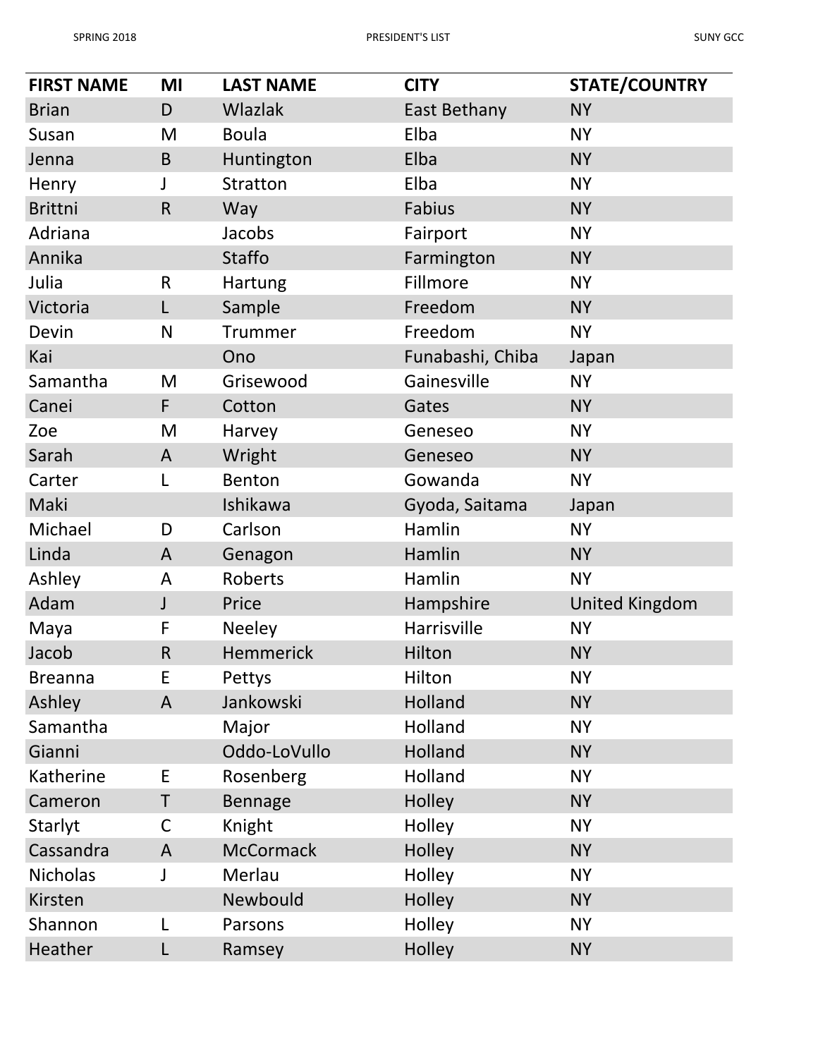| FIRST NAME | MI | LAST NAME | CITY | STATE/COUNTRY |
|---|---|---|---|---|
| Brian | D | Wlazlak | East Bethany | NY |
| Susan | M | Boula | Elba | NY |
| Jenna | B | Huntington | Elba | NY |
| Henry | J | Stratton | Elba | NY |
| Brittni | R | Way | Fabius | NY |
| Adriana | | Jacobs | Fairport | NY |
| Annika | | Staffo | Farmington | NY |
| Julia | R | Hartung | Fillmore | NY |
| Victoria | L | Sample | Freedom | NY |
| Devin | N | Trummer | Freedom | NY |
| Kai | | Ono | Funabashi, Chiba | Japan |
| Samantha | M | Grisewood | Gainesville | NY |
| Canei | F | Cotton | Gates | NY |
| Zoe | M | Harvey | Geneseo | NY |
| Sarah | A | Wright | Geneseo | NY |
| Carter | L | Benton | Gowanda | NY |
| Maki | | Ishikawa | Gyoda, Saitama | Japan |
| Michael | D | Carlson | Hamlin | NY |
| Linda | A | Genagon | Hamlin | NY |
| Ashley | A | Roberts | Hamlin | NY |
| Adam | J | Price | Hampshire | United Kingdom |
| Maya | F | Neeley | Harrisville | NY |
| Jacob | R | Hemmerick | Hilton | NY |
| Breanna | E | Pettys | Hilton | NY |
| Ashley | A | Jankowski | Holland | NY |
| Samantha | | Major | Holland | NY |
| Gianni | | Oddo-LoVullo | Holland | NY |
| Katherine | E | Rosenberg | Holland | NY |
| Cameron | T | Bennage | Holley | NY |
| Starlyt | C | Knight | Holley | NY |
| Cassandra | A | McCormack | Holley | NY |
| Nicholas | J | Merlau | Holley | NY |
| Kirsten | | Newbould | Holley | NY |
| Shannon | L | Parsons | Holley | NY |
| Heather | L | Ramsey | Holley | NY |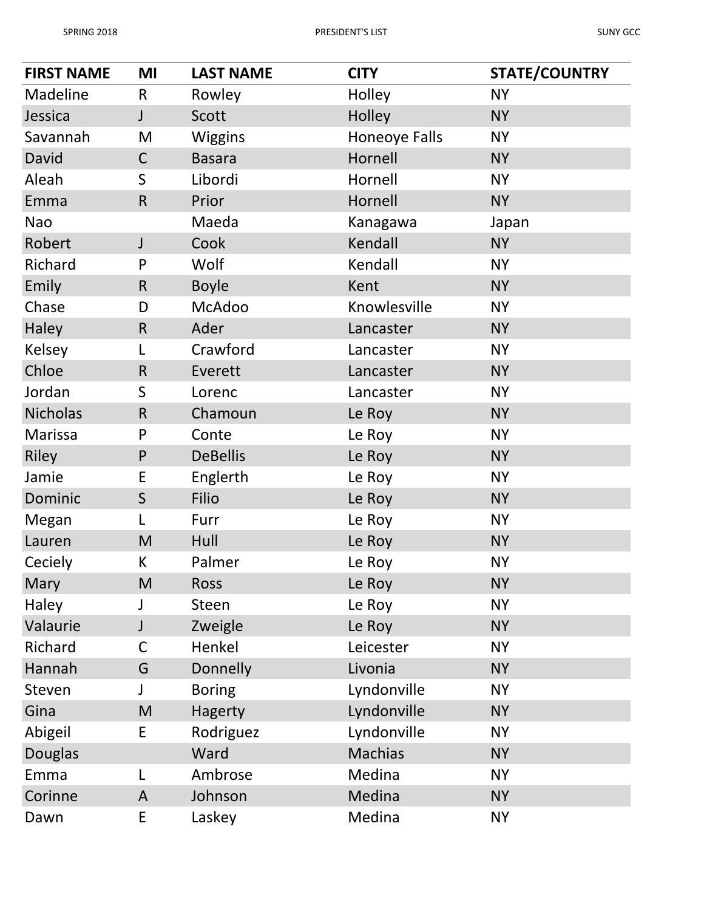| FIRST NAME | MI | LAST NAME | CITY | STATE/COUNTRY |
|---|---|---|---|---|
| Madeline | R | Rowley | Holley | NY |
| Jessica | J | Scott | Holley | NY |
| Savannah | M | Wiggins | Honeoye Falls | NY |
| David | C | Basara | Hornell | NY |
| Aleah | S | Libordi | Hornell | NY |
| Emma | R | Prior | Hornell | NY |
| Nao | | Maeda | Kanagawa | Japan |
| Robert | J | Cook | Kendall | NY |
| Richard | P | Wolf | Kendall | NY |
| Emily | R | Boyle | Kent | NY |
| Chase | D | McAdoo | Knowlesville | NY |
| Haley | R | Ader | Lancaster | NY |
| Kelsey | L | Crawford | Lancaster | NY |
| Chloe | R | Everett | Lancaster | NY |
| Jordan | S | Lorenc | Lancaster | NY |
| Nicholas | R | Chamoun | Le Roy | NY |
| Marissa | P | Conte | Le Roy | NY |
| Riley | P | DeBellis | Le Roy | NY |
| Jamie | E | Englerth | Le Roy | NY |
| Dominic | S | Filio | Le Roy | NY |
| Megan | L | Furr | Le Roy | NY |
| Lauren | M | Hull | Le Roy | NY |
| Ceciely | K | Palmer | Le Roy | NY |
| Mary | M | Ross | Le Roy | NY |
| Haley | J | Steen | Le Roy | NY |
| Valaurie | J | Zweigle | Le Roy | NY |
| Richard | C | Henkel | Leicester | NY |
| Hannah | G | Donnelly | Livonia | NY |
| Steven | J | Boring | Lyndonville | NY |
| Gina | M | Hagerty | Lyndonville | NY |
| Abigeil | E | Rodriguez | Lyndonville | NY |
| Douglas | | Ward | Machias | NY |
| Emma | L | Ambrose | Medina | NY |
| Corinne | A | Johnson | Medina | NY |
| Dawn | E | Laskey | Medina | NY |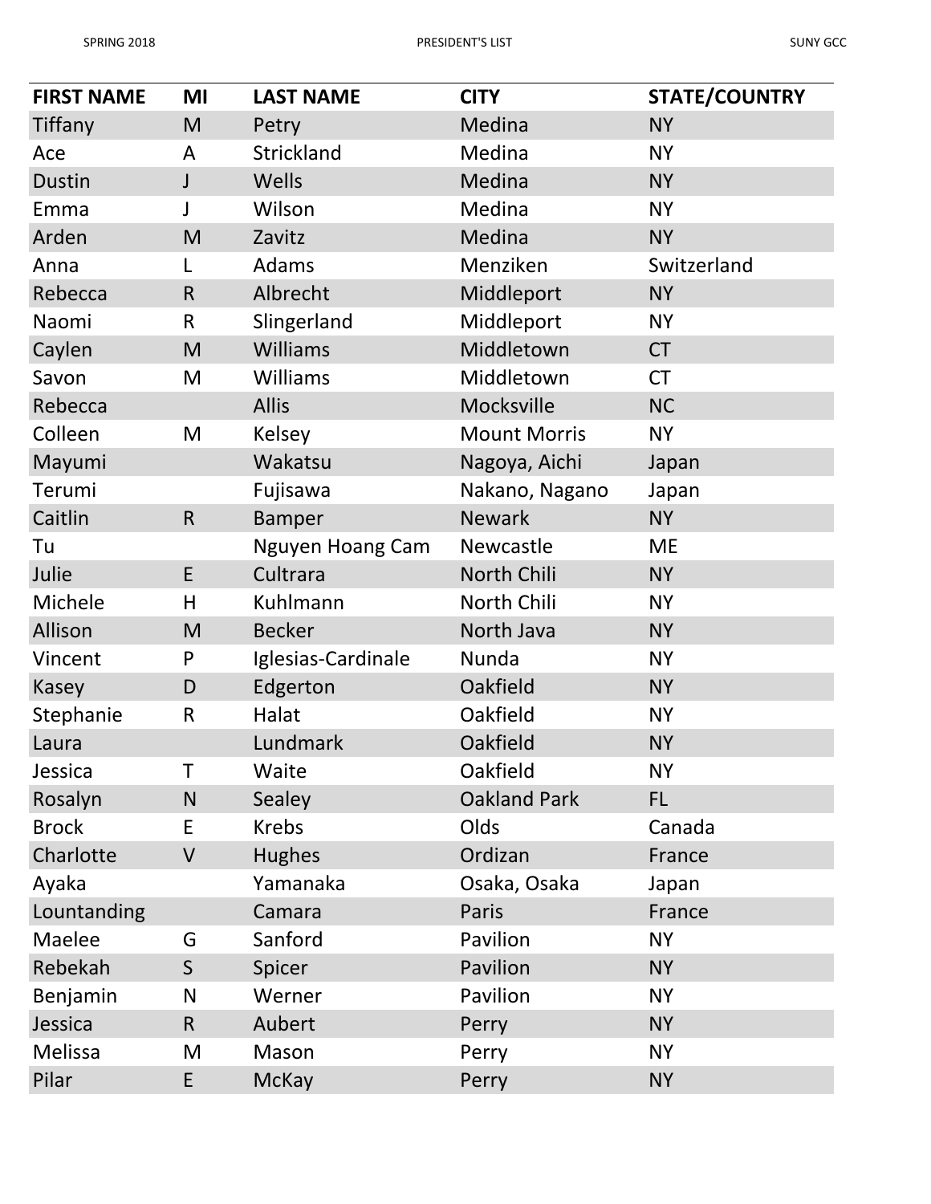| FIRST NAME | MI | LAST NAME | CITY | STATE/COUNTRY |
|---|---|---|---|---|
| Tiffany | M | Petry | Medina | NY |
| Ace | A | Strickland | Medina | NY |
| Dustin | J | Wells | Medina | NY |
| Emma | J | Wilson | Medina | NY |
| Arden | M | Zavitz | Medina | NY |
| Anna | L | Adams | Menziken | Switzerland |
| Rebecca | R | Albrecht | Middleport | NY |
| Naomi | R | Slingerland | Middleport | NY |
| Caylen | M | Williams | Middletown | CT |
| Savon | M | Williams | Middletown | CT |
| Rebecca | | Allis | Mocksville | NC |
| Colleen | M | Kelsey | Mount Morris | NY |
| Mayumi | | Wakatsu | Nagoya, Aichi | Japan |
| Terumi | | Fujisawa | Nakano, Nagano | Japan |
| Caitlin | R | Bamper | Newark | NY |
| Tu | | Nguyen Hoang Cam | Newcastle | ME |
| Julie | E | Cultrara | North Chili | NY |
| Michele | H | Kuhlmann | North Chili | NY |
| Allison | M | Becker | North Java | NY |
| Vincent | P | Iglesias-Cardinale | Nunda | NY |
| Kasey | D | Edgerton | Oakfield | NY |
| Stephanie | R | Halat | Oakfield | NY |
| Laura | | Lundmark | Oakfield | NY |
| Jessica | T | Waite | Oakfield | NY |
| Rosalyn | N | Sealey | Oakland Park | FL |
| Brock | E | Krebs | Olds | Canada |
| Charlotte | V | Hughes | Ordizan | France |
| Ayaka | | Yamanaka | Osaka, Osaka | Japan |
| Lountanding | | Camara | Paris | France |
| Maelee | G | Sanford | Pavilion | NY |
| Rebekah | S | Spicer | Pavilion | NY |
| Benjamin | N | Werner | Pavilion | NY |
| Jessica | R | Aubert | Perry | NY |
| Melissa | M | Mason | Perry | NY |
| Pilar | E | McKay | Perry | NY |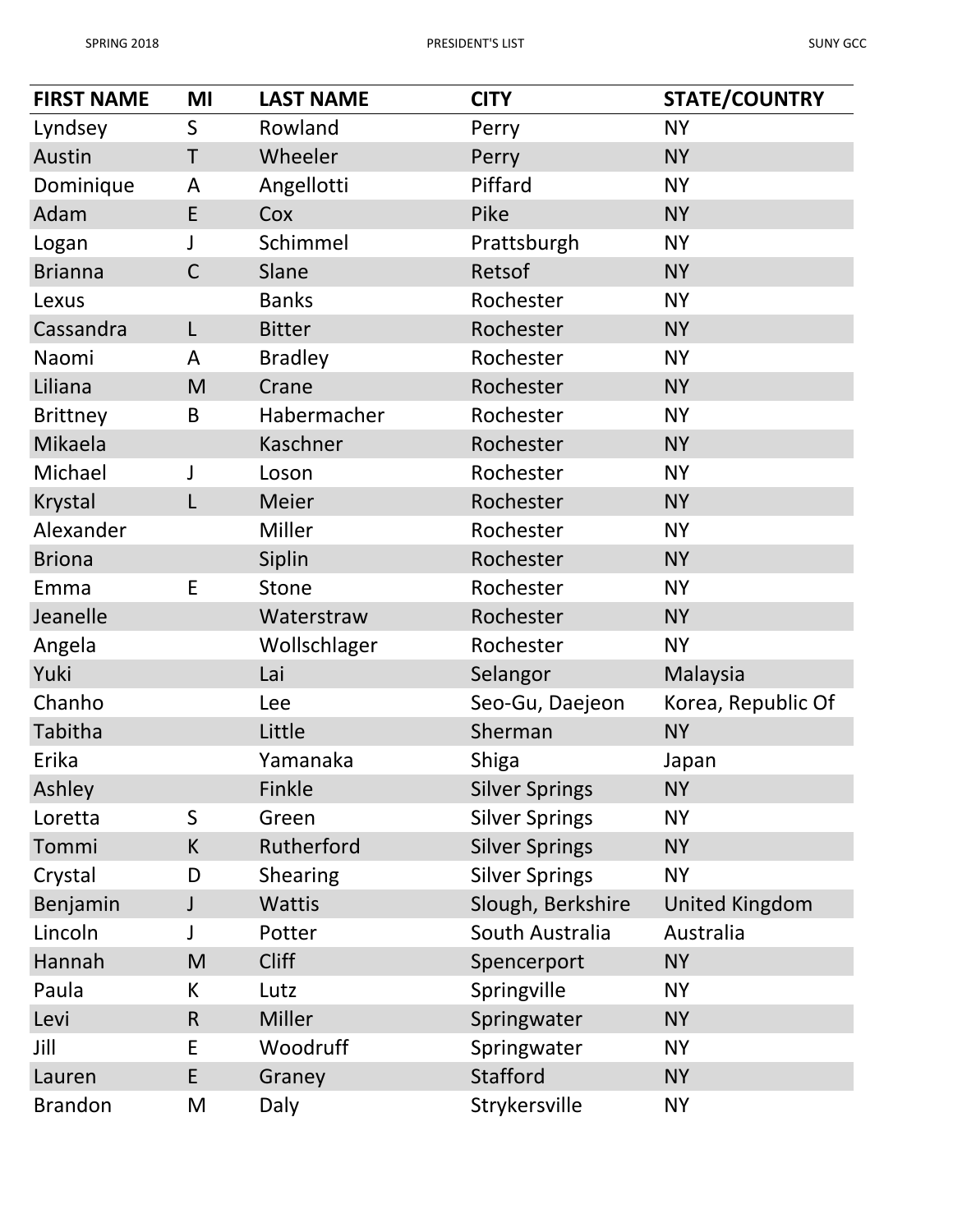| FIRST NAME | MI | LAST NAME | CITY | STATE/COUNTRY |
|---|---|---|---|---|
| Lyndsey | S | Rowland | Perry | NY |
| Austin | T | Wheeler | Perry | NY |
| Dominique | A | Angellotti | Piffard | NY |
| Adam | E | Cox | Pike | NY |
| Logan | J | Schimmel | Prattsburgh | NY |
| Brianna | C | Slane | Retsof | NY |
| Lexus | | Banks | Rochester | NY |
| Cassandra | L | Bitter | Rochester | NY |
| Naomi | A | Bradley | Rochester | NY |
| Liliana | M | Crane | Rochester | NY |
| Brittney | B | Habermacher | Rochester | NY |
| Mikaela | | Kaschner | Rochester | NY |
| Michael | J | Loson | Rochester | NY |
| Krystal | L | Meier | Rochester | NY |
| Alexander | | Miller | Rochester | NY |
| Briona | | Siplin | Rochester | NY |
| Emma | E | Stone | Rochester | NY |
| Jeanelle | | Waterstraw | Rochester | NY |
| Angela | | Wollschlager | Rochester | NY |
| Yuki | | Lai | Selangor | Malaysia |
| Chanho | | Lee | Seo-Gu, Daejeon | Korea, Republic Of |
| Tabitha | | Little | Sherman | NY |
| Erika | | Yamanaka | Shiga | Japan |
| Ashley | | Finkle | Silver Springs | NY |
| Loretta | S | Green | Silver Springs | NY |
| Tommi | K | Rutherford | Silver Springs | NY |
| Crystal | D | Shearing | Silver Springs | NY |
| Benjamin | J | Wattis | Slough, Berkshire | United Kingdom |
| Lincoln | J | Potter | South Australia | Australia |
| Hannah | M | Cliff | Spencerport | NY |
| Paula | K | Lutz | Springville | NY |
| Levi | R | Miller | Springwater | NY |
| Jill | E | Woodruff | Springwater | NY |
| Lauren | E | Graney | Stafford | NY |
| Brandon | M | Daly | Strykersville | NY |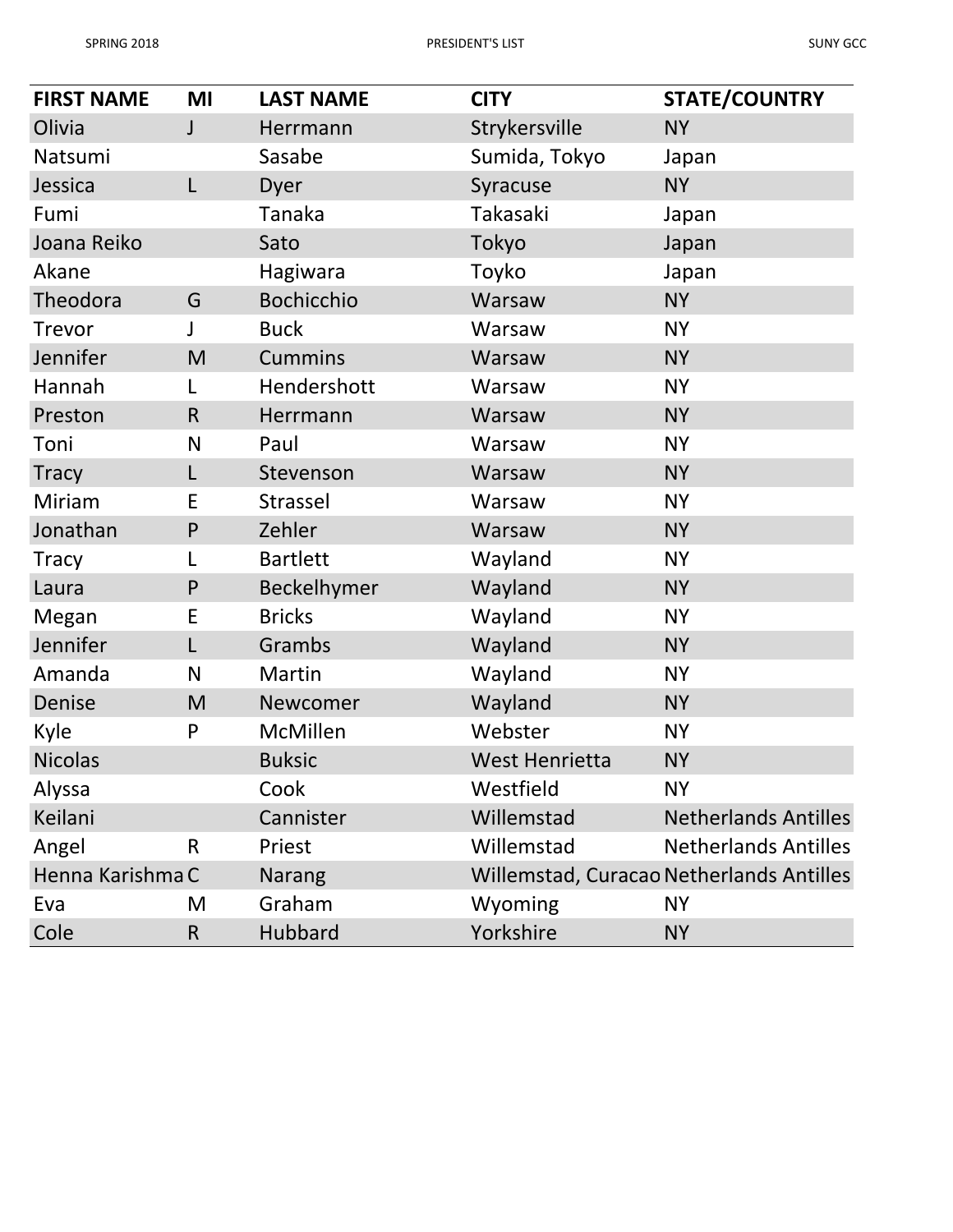| FIRST NAME | MI | LAST NAME | CITY | STATE/COUNTRY |
|---|---|---|---|---|
| Olivia | J | Herrmann | Strykersville | NY |
| Natsumi | | Sasabe | Sumida, Tokyo | Japan |
| Jessica | L | Dyer | Syracuse | NY |
| Fumi | | Tanaka | Takasaki | Japan |
| Joana Reiko | | Sato | Tokyo | Japan |
| Akane | | Hagiwara | Toyko | Japan |
| Theodora | G | Bochicchio | Warsaw | NY |
| Trevor | J | Buck | Warsaw | NY |
| Jennifer | M | Cummins | Warsaw | NY |
| Hannah | L | Hendershott | Warsaw | NY |
| Preston | R | Herrmann | Warsaw | NY |
| Toni | N | Paul | Warsaw | NY |
| Tracy | L | Stevenson | Warsaw | NY |
| Miriam | E | Strassel | Warsaw | NY |
| Jonathan | P | Zehler | Warsaw | NY |
| Tracy | L | Bartlett | Wayland | NY |
| Laura | P | Beckelhymer | Wayland | NY |
| Megan | E | Bricks | Wayland | NY |
| Jennifer | L | Grambs | Wayland | NY |
| Amanda | N | Martin | Wayland | NY |
| Denise | M | Newcomer | Wayland | NY |
| Kyle | P | McMillen | Webster | NY |
| Nicolas | | Buksic | West Henrietta | NY |
| Alyssa | | Cook | Westfield | NY |
| Keilani | | Cannister | Willemstad | Netherlands Antilles |
| Angel | R | Priest | Willemstad | Netherlands Antilles |
| Henna Karishma | C | Narang | Willemstad, Curacao | Netherlands Antilles |
| Eva | M | Graham | Wyoming | NY |
| Cole | R | Hubbard | Yorkshire | NY |